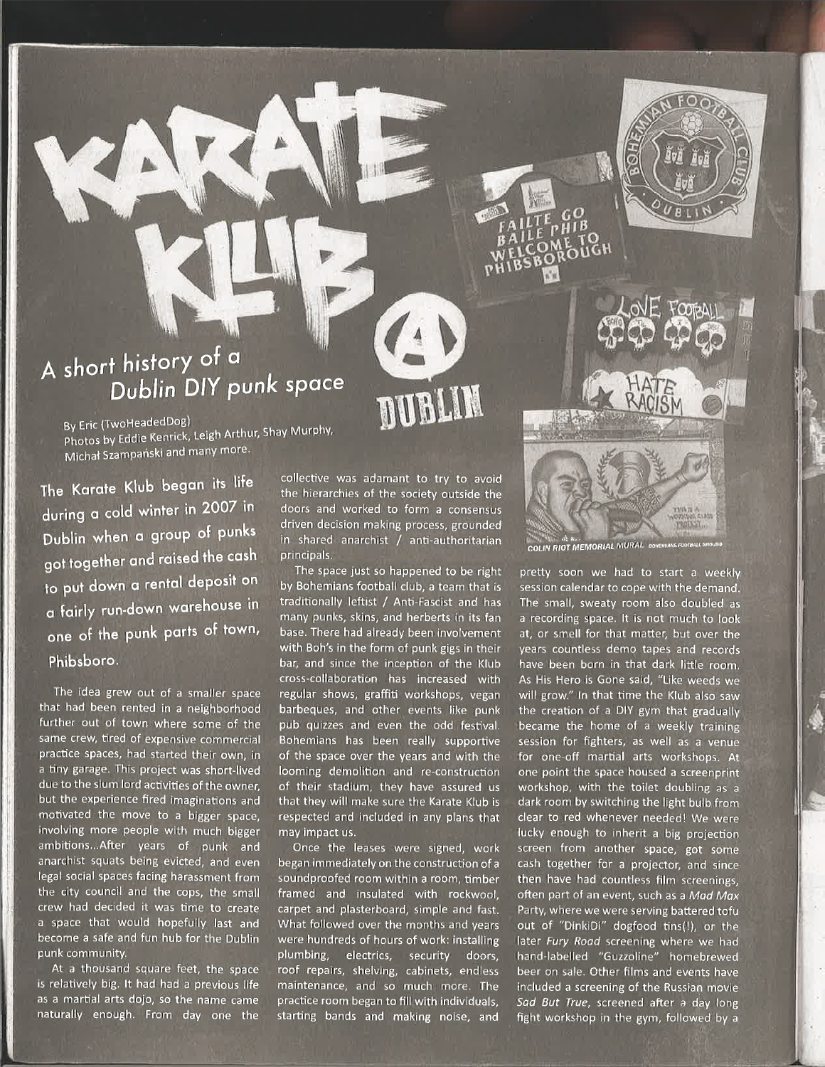# KARATE KLUB

## A short history of a Dublin DIY punk space

DUBLIN

By Eric (TwoHeadedDog)
Photos by Eddie Kenrick, Leigh Arthur, Shay Murphy, Michał Szampański and many more.

**The Karate Klub began its life during a cold winter in 2007 in Dublin when a group of punks got together and raised the cash to put down a rental deposit on a fairly run-down warehouse in one of the punk parts of town, Phibsboro.**

The idea grew out of a smaller space that had been rented in a neighborhood further out of town where some of the same crew, tired of expensive commercial practice spaces, had started their own, in a tiny garage. This project was short-lived due to the slum lord activities of the owner, but the experience fired imaginations and motivated the move to a bigger space, involving more people with much bigger ambitions...After years of punk and anarchist squats being evicted, and even legal social spaces facing harassment from the city council and the cops, the small crew had decided it was time to create a space that would hopefully last and become a safe and fun hub for the Dublin punk community.

At a thousand square feet, the space is relatively big. It had had a previous life as a martial arts dojo, so the name came naturally enough. From day one the collective was adamant to try to avoid the hierarchies of the society outside the doors and worked to form a consensus driven decision making process, grounded in shared anarchist / anti-authoritarian principals.

The space just so happened to be right by Bohemians football club, a team that is traditionally leftist / Anti-Fascist and has many punks, skins, and herberts in its fan base. There had already been involvement with Boh's in the form of punk gigs in their bar, and since the inception of the Klub cross-collaboration has increased with regular shows, graffiti workshops, vegan barbeques, and other events like punk pub quizzes and even the odd festival. Bohemians has been really supportive of the space over the years and with the looming demolition and re-construction of their stadium, they have assured us that they will make sure the Karate Klub is respected and included in any plans that may impact us.

Once the leases were signed, work began immediately on the construction of a soundproofed room within a room, timber framed and insulated with rockwool, carpet and plasterboard, simple and fast. What followed over the months and years were hundreds of hours of work: installing plumbing, electrics, security doors, roof repairs, shelving, cabinets, endless maintenance, and so much more. The practice room began to fill with individuals, starting bands and making noise, and pretty soon we had to start a weekly session calendar to cope with the demand. The small, sweaty room also doubled as a recording space. It is not much to look at, or smell for that matter, but over the years countless demo tapes and records have been born in that dark little room. As His Hero is Gone said, "Like weeds we will grow." In that time the Klub also saw the creation of a DIY gym that gradually became the home of a weekly training session for fighters, as well as a venue for one-off martial arts workshops. At one point the space housed a screenprint workshop, with the toilet doubling as a dark room by switching the light bulb from clear to red whenever needed! We were lucky enough to inherit a big projection screen from another space, got some cash together for a projector, and since then have had countless film screenings, often part of an event, such as a *Mad Max* Party, where we were serving battered tofu out of "DinkiDi" dogfood tins(!), or the later *Fury Road* screening where we had hand-labelled "Guzzoline" homebrewed beer on sale. Other films and events have included a screening of the Russian movie *Sad But True*, screened after a day long fight workshop in the gym, followed by a

COLIN RIOT MEMORIAL MURAL. BOHEMIANS FOOTBALL GROUND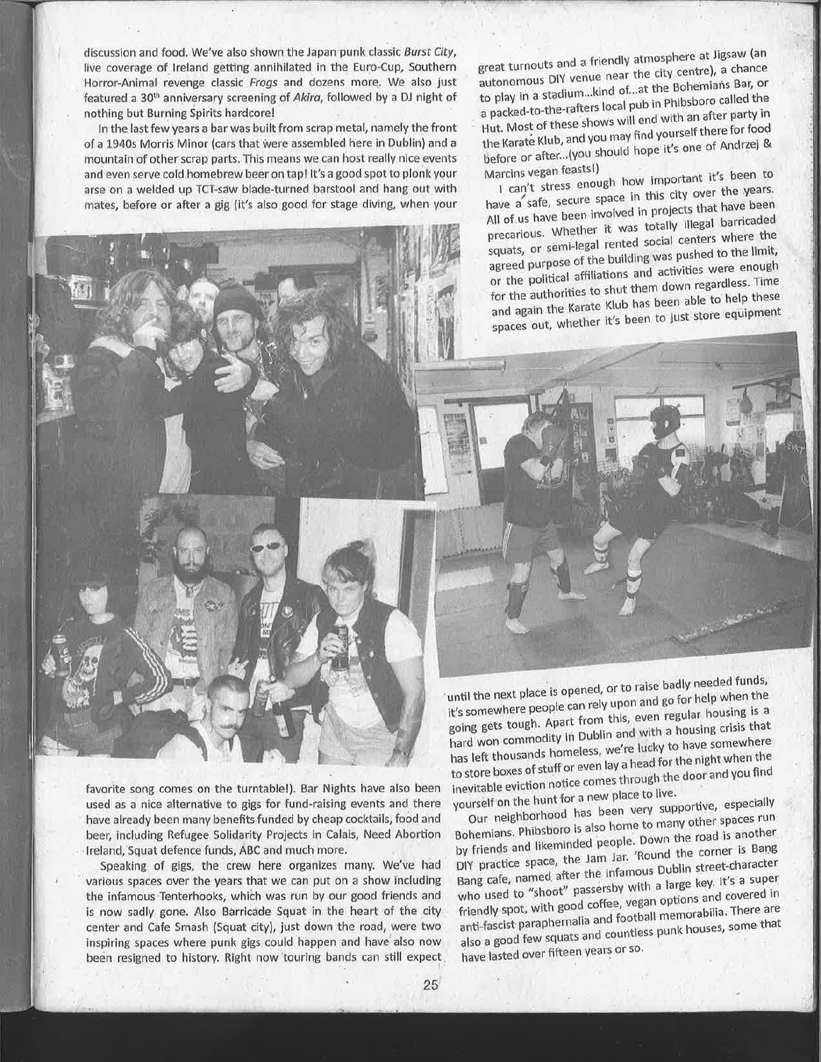discussion and food. We've also shown the Japan punk classic *Burst City*, live coverage of Ireland getting annihilated in the Euro-Cup, Southern Horror-Animal revenge classic *Frogs* and dozens more. We also just featured a 30th anniversary screening of *Akira*, followed by a DJ night of nothing but Burning Spirits hardcore!

In the last few years a bar was built from scrap metal, namely the front of a 1940s Morris Minor (cars that were assembled here in Dublin) and a mountain of other scrap parts. This means we can host really nice events and even serve cold homebrew beer on tap! It's a good spot to plonk your arse on a welded up TCT-saw blade-turned barstool and hang out with mates, before or after a gig (it's also good for stage diving, when your favorite song comes on the turntable!). Bar Nights have also been used as a nice alternative to gigs for fund-raising events and there have already been many benefits funded by cheap cocktails, food and beer, including Refugee Solidarity Projects in Calais, Need Abortion Ireland, Squat defence funds, ABC and much more.

Speaking of gigs, the crew here organizes many. We've had various spaces over the years that we can put on a show including the infamous Tenterhooks, which was run by our good friends and is now sadly gone. Also Barricade Squat in the heart of the city center and Cafe Smash (Squat city), just down the road, were two inspiring spaces where punk gigs could happen and have also now been resigned to history. Right now touring bands can still expect great turnouts and a friendly atmosphere at Jigsaw (an autonomous DIY venue near the city centre), a chance to play in a stadium...kind of...at the Bohemians Bar, or a packed-to-the-rafters local pub in Phibsboro called the Hut. Most of these shows will end with an after party in the Karate Klub, and you may find yourself there for food before or after...(you should hope it's one of Andrzej & Marcins vegan feasts!)

I can't stress enough how important it's been to have a safe, secure space in this city over the years. All of us have been involved in projects that have been precarious. Whether it was totally illegal barricaded squats, or semi-legal rented social centers where the agreed purpose of the building was pushed to the limit, or the political affiliations and activities were enough for the authorities to shut them down regardless. Time and again the Karate Klub has been able to help these spaces out, whether it's been to just store equipment until the next place is opened, or to raise badly needed funds, it's somewhere people can rely upon and go for help when the going gets tough. Apart from this, even regular housing is a hard won commodity in Dublin and with a housing crisis that has left thousands homeless, we're lucky to have somewhere to store boxes of stuff or even lay a head for the night when the inevitable eviction notice comes through the door and you find yourself on the hunt for a new place to live.

Our neighborhood has been very supportive, especially Bohemians. Phibsboro is also home to many other spaces run by friends and likeminded people. Down the road is another DIY practice space, the Jam Jar. 'Round the corner is Bang Bang cafe, named after the infamous Dublin street-character who used to "shoot" passersby with a large key. It's a super friendly spot, with good coffee, vegan options and covered in anti-fascist paraphernalia and football memorabilia. There are also a good few squats and countless punk houses, some that have lasted over fifteen years or so.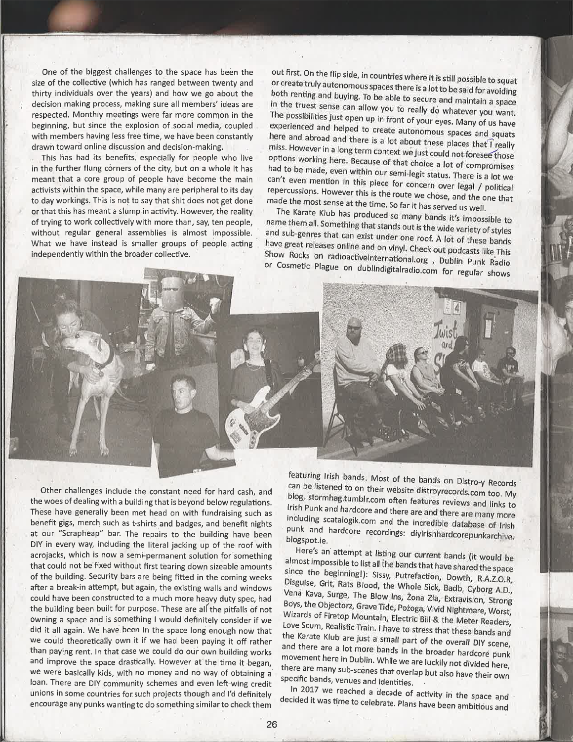One of the biggest challenges to the space has been the size of the collective (which has ranged between twenty and thirty individuals over the years) and how we go about the decision making process, making sure all members' ideas are respected. Monthly meetings were far more common in the beginning, but since the explosion of social media, coupled with members having less free time, we have been constantly drawn toward online discussion and decision-making.

This has had its benefits, especially for people who live in the further flung corners of the city, but on a whole it has meant that a core group of people have become the main activists within the space, while many are peripheral to its day to day workings. This is not to say that shit does not get done or that this has meant a slump in activity. However, the reality of trying to work collectively with more than, say, ten people, without regular general assemblies is almost impossible. What we have instead is smaller groups of people acting independently within the broader collective.

Other challenges include the constant need for hard cash, and the woes of dealing with a building that is beyond below regulations. These have generally been met head on with fundraising such as benefit gigs, merch such as t-shirts and badges, and benefit nights at our "Scrapheap" bar. The repairs to the building have been DIY in every way, including the literal jacking up of the roof with acrojacks, which is now a semi-permanent solution for something that could not be fixed without first tearing down sizeable amounts of the building. Security bars are being fitted in the coming weeks after a break-in attempt, but again, the existing walls and windows could have been constructed to a much more heavy duty spec, had the building been built for purpose. These are all the pitfalls of not owning a space and is something I would definitely consider if we did it all again. We have been in the space long enough now that we could theoretically own it if we had been paying it off rather than paying rent. In that case we could do our own building works and improve the space drastically. However at the time it began, we were basically kids, with no money and no way of obtaining a loan. There are DIY community schemes and even left-wing credit unions in some countries for such projects though and I'd definitely encourage any punks wanting to do something similar to check them out first. On the flip side, in countries where it is still possible to squat or create truly autonomous spaces there is a lot to be said for avoiding both renting and buying. To be able to secure and maintain a space in the truest sense can allow you to really do whatever you want. The possibilities just open up in front of your eyes. Many of us have experienced and helped to create autonomous spaces and squats here and abroad and there is a lot about these places that I really miss. However in a long term context we just could not foresee those options working here. Because of that choice a lot of compromises had to be made, even within our semi-legit status. There is a lot we can't even mention in this piece for concern over legal / political repercussions. However this is the route we chose, and the one that made the most sense at the time. So far it has served us well.

The Karate Klub has produced so many bands it's impossible to name them all. Something that stands out is the wide variety of styles and sub-genres that can exist under one roof. A lot of these bands have great releases online and on vinyl. Check out podcasts like This Show Rocks on radioactiveinternational.org , Dublin Punk Radio or Cosmetic Plague on dublindigitalradio.com for regular shows featuring Irish bands. Most of the bands on Distro-y Records can be listened to on their website distroyrecords.com too. My blog, stormhag.tumblr.com often features reviews and links to Irish Punk and hardcore and there are and there are many more including scatalogik.com and the incredible database of Irish punk and hardcore recordings: diyirishhardcorepunkarchive.blogspot.ie.

Here's an attempt at listing our current bands (it would be almost impossible to list all the bands that have shared the space since the beginning!): Sissy, Putrefaction, Dowth, R.A.Z.O.R, Disguise, Grit, Rats Blood, the Whole Sick, Badb, Cyborg A.D., Vena Kava, Surge, The Blow Ins, Żona Zła, Extravision, Strong Boys, the Objectorz, Grave Tide, Pożoga, Vivid Nightmare, Worst, Wizards of Firetop Mountain, Electric Bill & the Meter Readers, Love Scum, Realistic Train. I have to stress that these bands and the Karate Klub are just a small part of the overall DIY scene, and there are a lot more bands in the broader hardcore punk movement here in Dublin. While we are luckily not divided here, there are many sub-scenes that overlap but also have their own specific bands, venues and identities.

In 2017 we reached a decade of activity in the space and decided it was time to celebrate. Plans have been ambitious and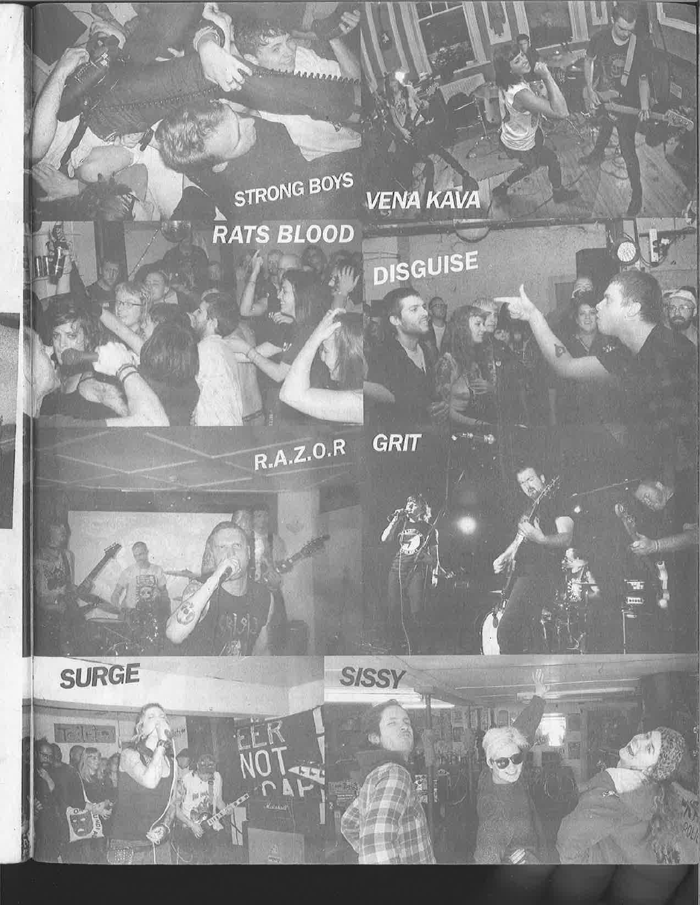STRONG BOYS

VENA KAVA

RATS BLOOD

DISGUISE

R.A.Z.O.R

GRIT

SURGE

SISSY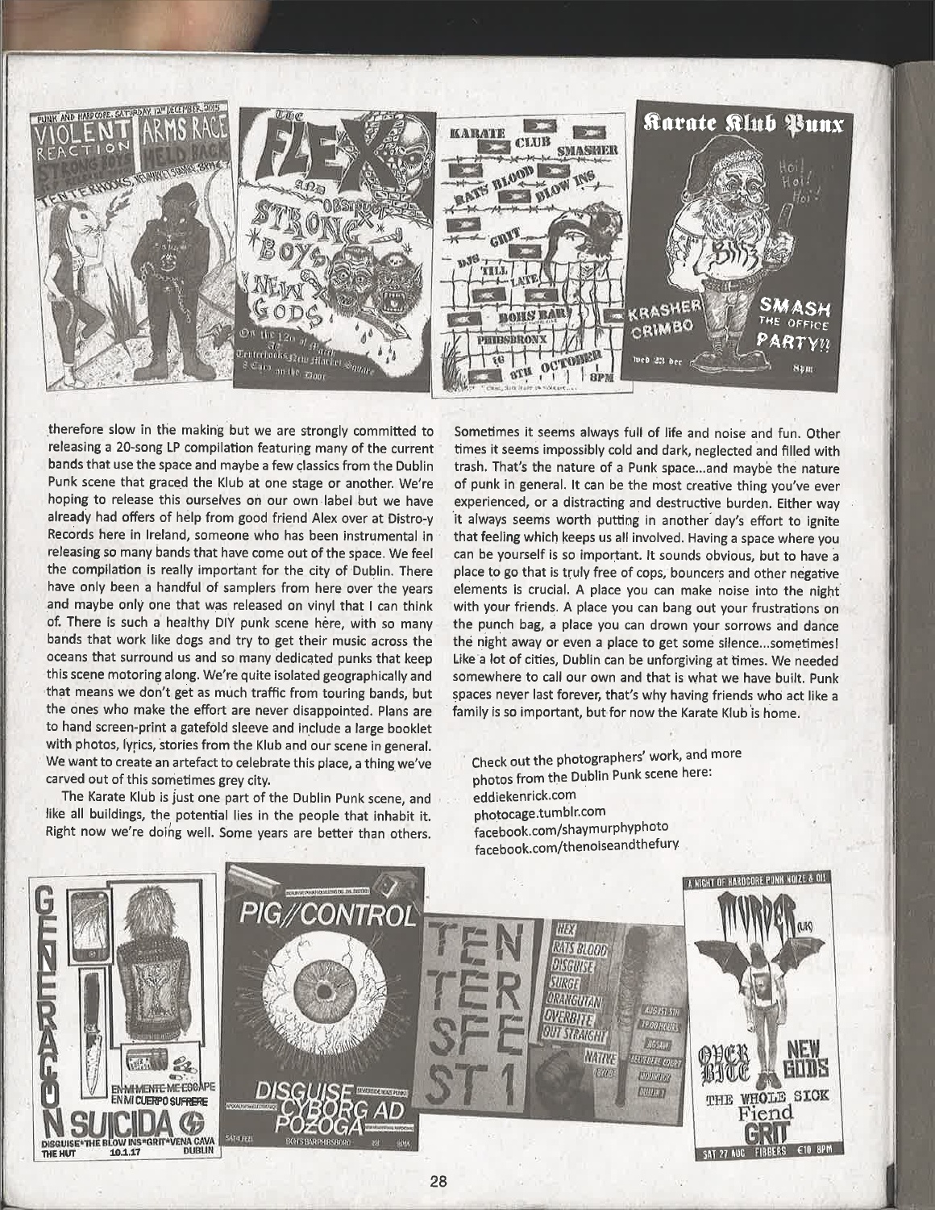therefore slow in the making but we are strongly committed to releasing a 20-song LP compilation featuring many of the current bands that use the space and maybe a few classics from the Dublin Punk scene that graced the Klub at one stage or another. We're hoping to release this ourselves on our own label but we have already had offers of help from good friend Alex over at Distro-y Records here in Ireland, someone who has been instrumental in releasing so many bands that have come out of the space. We feel the compilation is really important for the city of Dublin. There have only been a handful of samplers from here over the years and maybe only one that was released on vinyl that I can think of. There is such a healthy DIY punk scene here, with so many bands that work like dogs and try to get their music across the oceans that surround us and so many dedicated punks that keep this scene motoring along. We're quite isolated geographically and that means we don't get as much traffic from touring bands, but the ones who make the effort are never disappointed. Plans are to hand screen-print a gatefold sleeve and include a large booklet with photos, lyrics, stories from the Klub and our scene in general. We want to create an artefact to celebrate this place, a thing we've carved out of this sometimes grey city.

The Karate Klub is just one part of the Dublin Punk scene, and like all buildings, the potential lies in the people that inhabit it. Right now we're doing well. Some years are better than others. Sometimes it seems always full of life and noise and fun. Other times it seems impossibly cold and dark, neglected and filled with trash. That's the nature of a Punk space...and maybe the nature of punk in general. It can be the most creative thing you've ever experienced, or a distracting and destructive burden. Either way it always seems worth putting in another day's effort to ignite that feeling which keeps us all involved. Having a space where you can be yourself is so important. It sounds obvious, but to have a place to go that is truly free of cops, bouncers and other negative elements is crucial. A place you can make noise into the night with your friends. A place you can bang out your frustrations on the punch bag, a place you can drown your sorrows and dance the night away or even a place to get some silence...sometimes! Like a lot of cities, Dublin can be unforgiving at times. We needed somewhere to call our own and that is what we have built. Punk spaces never last forever, that's why having friends who act like a family is so important, but for now the Karate Klub is home.

Check out the photographers' work, and more photos from the Dublin Punk scene here:
eddiekenrick.com
photocage.tumblr.com
facebook.com/shaymurphyphoto
facebook.com/thenoiseandthefury